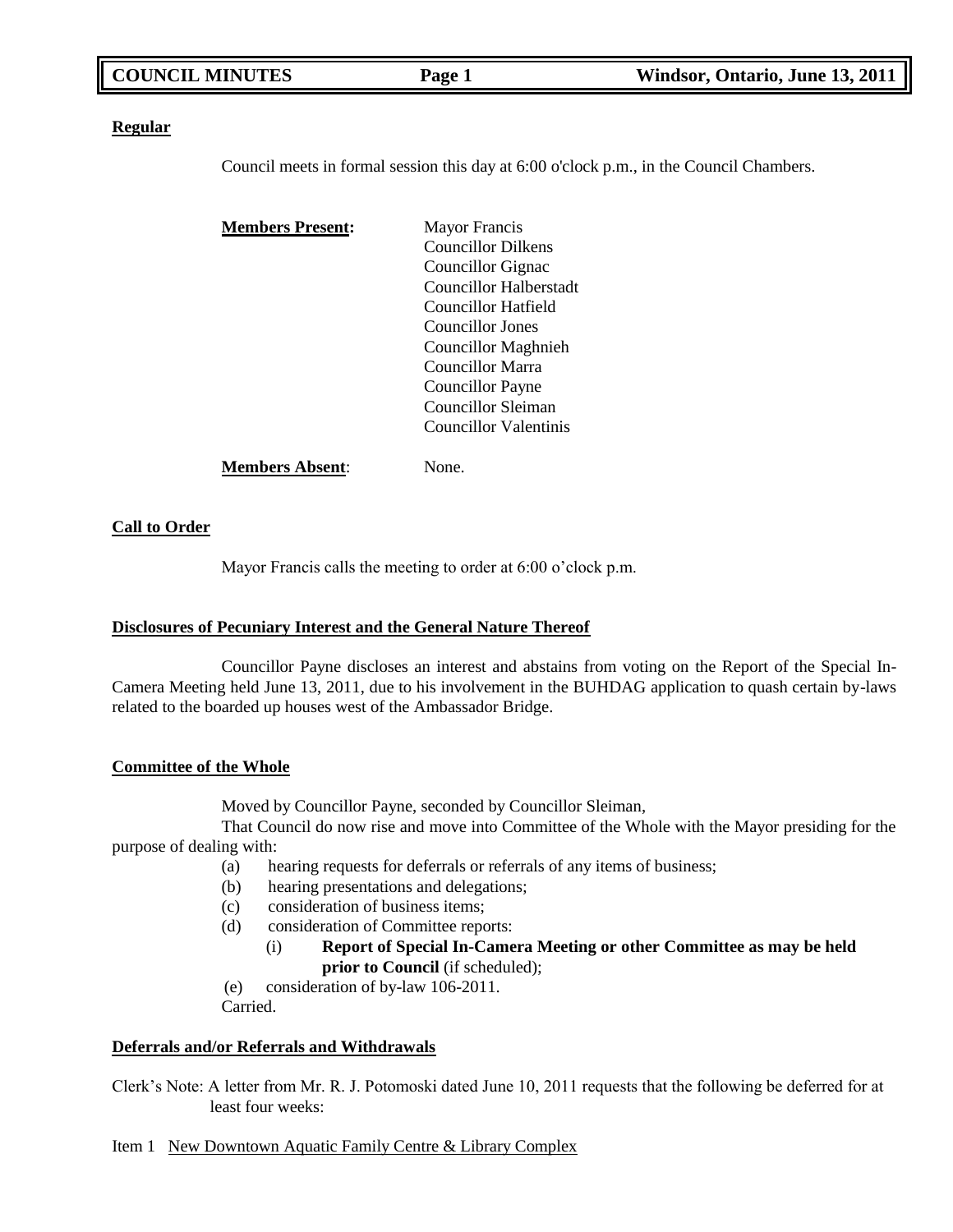## Regular

Council meets in formal session this day at 6:00 o'clock p.m., in the Council Chambers.

**Members Present:**

Mayor Francis
Councillor Dilkens
Councillor Gignac
Councillor Halberstadt
Councillor Hatfield
Councillor Jones
Councillor Maghnieh
Councillor Marra
Councillor Payne
Councillor Sleiman
Councillor Valentinis

**Members Absent**: None.

## Call to Order

Mayor Francis calls the meeting to order at 6:00 o'clock p.m.

## Disclosures of Pecuniary Interest and the General Nature Thereof

Councillor Payne discloses an interest and abstains from voting on the Report of the Special In-Camera Meeting held June 13, 2011, due to his involvement in the BUHDAG application to quash certain by-laws related to the boarded up houses west of the Ambassador Bridge.

## Committee of the Whole

Moved by Councillor Payne, seconded by Councillor Sleiman,

That Council do now rise and move into Committee of the Whole with the Mayor presiding for the purpose of dealing with:

(a) hearing requests for deferrals or referrals of any items of business;
(b) hearing presentations and delegations;
(c) consideration of business items;
(d) consideration of Committee reports:
  (i) **Report of Special In-Camera Meeting or other Committee as may be held prior to Council** (if scheduled);
(e) consideration of by-law 106-2011.

Carried.

## Deferrals and/or Referrals and Withdrawals

Clerk's Note: A letter from Mr. R. J. Potomoski dated June 10, 2011 requests that the following be deferred for at least four weeks:

Item 1 New Downtown Aquatic Family Centre & Library Complex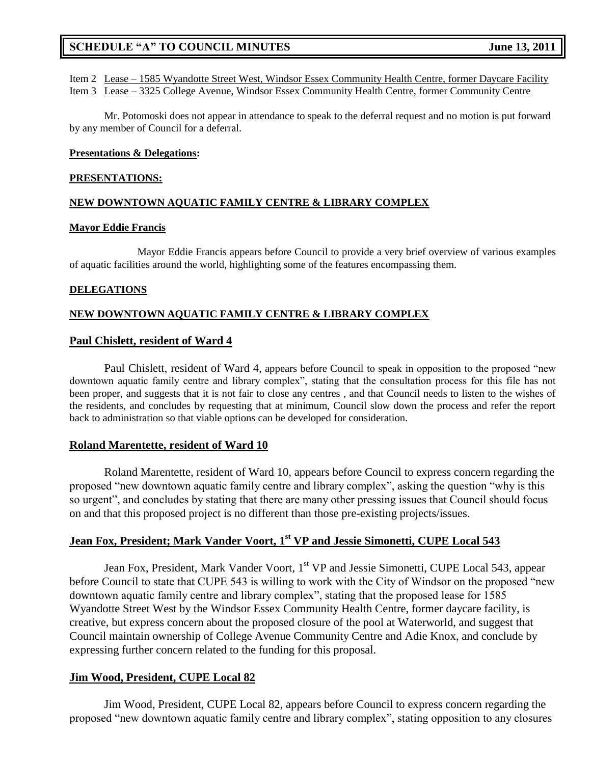Item 2 Lease – 1585 Wyandotte Street West, Windsor Essex Community Health Centre, former Daycare Facility
Item 3 Lease – 3325 College Avenue, Windsor Essex Community Health Centre, former Community Centre

Mr. Potomoski does not appear in attendance to speak to the deferral request and no motion is put forward by any member of Council for a deferral.

**Presentations & Delegations:**

**PRESENTATIONS:**

**NEW DOWNTOWN AQUATIC FAMILY CENTRE & LIBRARY COMPLEX**

**Mayor Eddie Francis**

Mayor Eddie Francis appears before Council to provide a very brief overview of various examples of aquatic facilities around the world, highlighting some of the features encompassing them.

**DELEGATIONS**

**NEW DOWNTOWN AQUATIC FAMILY CENTRE & LIBRARY COMPLEX**

**Paul Chislett, resident of Ward 4**

Paul Chislett, resident of Ward 4, appears before Council to speak in opposition to the proposed "new downtown aquatic family centre and library complex", stating that the consultation process for this file has not been proper, and suggests that it is not fair to close any centres , and that Council needs to listen to the wishes of the residents, and concludes by requesting that at minimum, Council slow down the process and refer the report back to administration so that viable options can be developed for consideration.

**Roland Marentette, resident of Ward 10**

Roland Marentette, resident of Ward 10, appears before Council to express concern regarding the proposed "new downtown aquatic family centre and library complex", asking the question "why is this so urgent", and concludes by stating that there are many other pressing issues that Council should focus on and that this proposed project is no different than those pre-existing projects/issues.

**Jean Fox, President; Mark Vander Voort, 1st VP and Jessie Simonetti, CUPE Local 543**

Jean Fox, President, Mark Vander Voort, 1st VP and Jessie Simonetti, CUPE Local 543, appear before Council to state that CUPE 543 is willing to work with the City of Windsor on the proposed "new downtown aquatic family centre and library complex", stating that the proposed lease for 1585 Wyandotte Street West by the Windsor Essex Community Health Centre, former daycare facility, is creative, but express concern about the proposed closure of the pool at Waterworld, and suggest that Council maintain ownership of College Avenue Community Centre and Adie Knox, and conclude by expressing further concern related to the funding for this proposal.

**Jim Wood, President, CUPE Local 82**

Jim Wood, President, CUPE Local 82, appears before Council to express concern regarding the proposed "new downtown aquatic family centre and library complex", stating opposition to any closures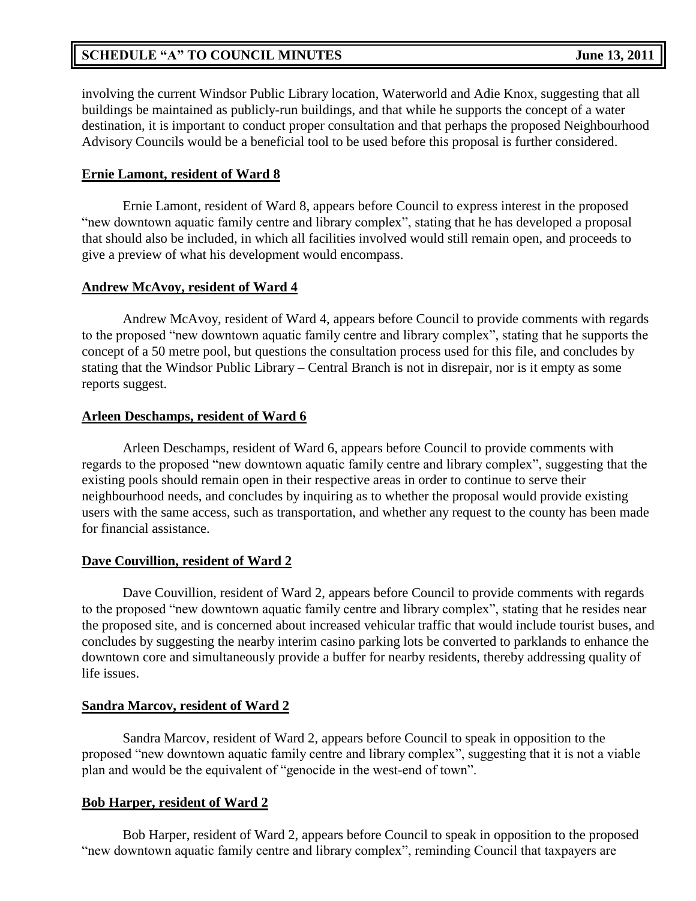involving the current Windsor Public Library location, Waterworld and Adie Knox, suggesting that all buildings be maintained as publicly-run buildings, and that while he supports the concept of a water destination, it is important to conduct proper consultation and that perhaps the proposed Neighbourhood Advisory Councils would be a beneficial tool to be used before this proposal is further considered.

**Ernie Lamont, resident of Ward 8**

Ernie Lamont, resident of Ward 8, appears before Council to express interest in the proposed "new downtown aquatic family centre and library complex", stating that he has developed a proposal that should also be included, in which all facilities involved would still remain open, and proceeds to give a preview of what his development would encompass.

**Andrew McAvoy, resident of Ward 4**

Andrew McAvoy, resident of Ward 4, appears before Council to provide comments with regards to the proposed "new downtown aquatic family centre and library complex", stating that he supports the concept of a 50 metre pool, but questions the consultation process used for this file, and concludes by stating that the Windsor Public Library – Central Branch is not in disrepair, nor is it empty as some reports suggest.

**Arleen Deschamps, resident of Ward 6**

Arleen Deschamps, resident of Ward 6, appears before Council to provide comments with regards to the proposed "new downtown aquatic family centre and library complex", suggesting that the existing pools should remain open in their respective areas in order to continue to serve their neighbourhood needs, and concludes by inquiring as to whether the proposal would provide existing users with the same access, such as transportation, and whether any request to the county has been made for financial assistance.

**Dave Couvillion, resident of Ward 2**

Dave Couvillion, resident of Ward 2, appears before Council to provide comments with regards to the proposed "new downtown aquatic family centre and library complex", stating that he resides near the proposed site, and is concerned about increased vehicular traffic that would include tourist buses, and concludes by suggesting the nearby interim casino parking lots be converted to parklands to enhance the downtown core and simultaneously provide a buffer for nearby residents, thereby addressing quality of life issues.

**Sandra Marcov, resident of Ward 2**

Sandra Marcov, resident of Ward 2, appears before Council to speak in opposition to the proposed "new downtown aquatic family centre and library complex", suggesting that it is not a viable plan and would be the equivalent of "genocide in the west-end of town".

**Bob Harper, resident of Ward 2**

Bob Harper, resident of Ward 2, appears before Council to speak in opposition to the proposed "new downtown aquatic family centre and library complex", reminding Council that taxpayers are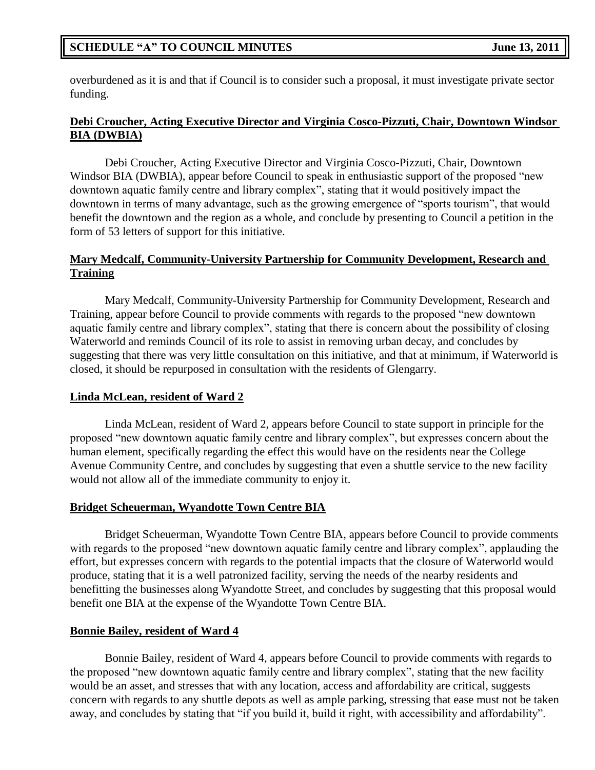overburdened as it is and that if Council is to consider such a proposal, it must investigate private sector funding.

**Debi Croucher, Acting Executive Director and Virginia Cosco-Pizzuti, Chair, Downtown Windsor BIA (DWBIA)**

Debi Croucher, Acting Executive Director and Virginia Cosco-Pizzuti, Chair, Downtown Windsor BIA (DWBIA), appear before Council to speak in enthusiastic support of the proposed "new downtown aquatic family centre and library complex", stating that it would positively impact the downtown in terms of many advantage, such as the growing emergence of "sports tourism", that would benefit the downtown and the region as a whole, and conclude by presenting to Council a petition in the form of 53 letters of support for this initiative.

**Mary Medcalf, Community-University Partnership for Community Development, Research and Training**

Mary Medcalf, Community-University Partnership for Community Development, Research and Training, appear before Council to provide comments with regards to the proposed "new downtown aquatic family centre and library complex", stating that there is concern about the possibility of closing Waterworld and reminds Council of its role to assist in removing urban decay, and concludes by suggesting that there was very little consultation on this initiative, and that at minimum, if Waterworld is closed, it should be repurposed in consultation with the residents of Glengarry.

**Linda McLean, resident of Ward 2**

Linda McLean, resident of Ward 2, appears before Council to state support in principle for the proposed "new downtown aquatic family centre and library complex", but expresses concern about the human element, specifically regarding the effect this would have on the residents near the College Avenue Community Centre, and concludes by suggesting that even a shuttle service to the new facility would not allow all of the immediate community to enjoy it.

**Bridget Scheuerman, Wyandotte Town Centre BIA**

Bridget Scheuerman, Wyandotte Town Centre BIA, appears before Council to provide comments with regards to the proposed "new downtown aquatic family centre and library complex", applauding the effort, but expresses concern with regards to the potential impacts that the closure of Waterworld would produce, stating that it is a well patronized facility, serving the needs of the nearby residents and benefitting the businesses along Wyandotte Street, and concludes by suggesting that this proposal would benefit one BIA at the expense of the Wyandotte Town Centre BIA.

**Bonnie Bailey, resident of Ward 4**

Bonnie Bailey, resident of Ward 4, appears before Council to provide comments with regards to the proposed "new downtown aquatic family centre and library complex", stating that the new facility would be an asset, and stresses that with any location, access and affordability are critical, suggests concern with regards to any shuttle depots as well as ample parking, stressing that ease must not be taken away, and concludes by stating that "if you build it, build it right, with accessibility and affordability".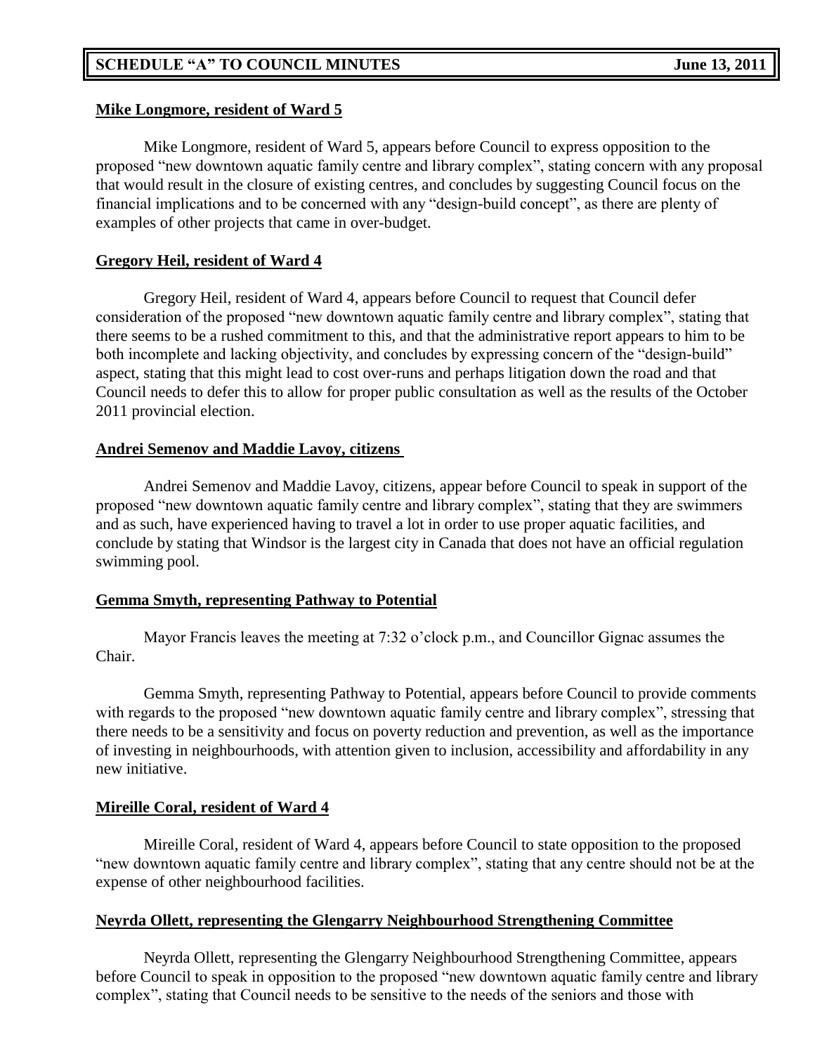**Mike Longmore, resident of Ward 5**

Mike Longmore, resident of Ward 5, appears before Council to express opposition to the proposed "new downtown aquatic family centre and library complex", stating concern with any proposal that would result in the closure of existing centres, and concludes by suggesting Council focus on the financial implications and to be concerned with any "design-build concept", as there are plenty of examples of other projects that came in over-budget.

**Gregory Heil, resident of Ward 4**

Gregory Heil, resident of Ward 4, appears before Council to request that Council defer consideration of the proposed "new downtown aquatic family centre and library complex", stating that there seems to be a rushed commitment to this, and that the administrative report appears to him to be both incomplete and lacking objectivity, and concludes by expressing concern of the "design-build" aspect, stating that this might lead to cost over-runs and perhaps litigation down the road and that Council needs to defer this to allow for proper public consultation as well as the results of the October 2011 provincial election.

**Andrei Semenov and Maddie Lavoy, citizens**

Andrei Semenov and Maddie Lavoy, citizens, appear before Council to speak in support of the proposed "new downtown aquatic family centre and library complex", stating that they are swimmers and as such, have experienced having to travel a lot in order to use proper aquatic facilities, and conclude by stating that Windsor is the largest city in Canada that does not have an official regulation swimming pool.

**Gemma Smyth, representing Pathway to Potential**

Mayor Francis leaves the meeting at 7:32 o'clock p.m., and Councillor Gignac assumes the Chair.

Gemma Smyth, representing Pathway to Potential, appears before Council to provide comments with regards to the proposed "new downtown aquatic family centre and library complex", stressing that there needs to be a sensitivity and focus on poverty reduction and prevention, as well as the importance of investing in neighbourhoods, with attention given to inclusion, accessibility and affordability in any new initiative.

**Mireille Coral, resident of Ward 4**

Mireille Coral, resident of Ward 4, appears before Council to state opposition to the proposed "new downtown aquatic family centre and library complex", stating that any centre should not be at the expense of other neighbourhood facilities.

**Neyrda Ollett, representing the Glengarry Neighbourhood Strengthening Committee**

Neyrda Ollett, representing the Glengarry Neighbourhood Strengthening Committee, appears before Council to speak in opposition to the proposed "new downtown aquatic family centre and library complex", stating that Council needs to be sensitive to the needs of the seniors and those with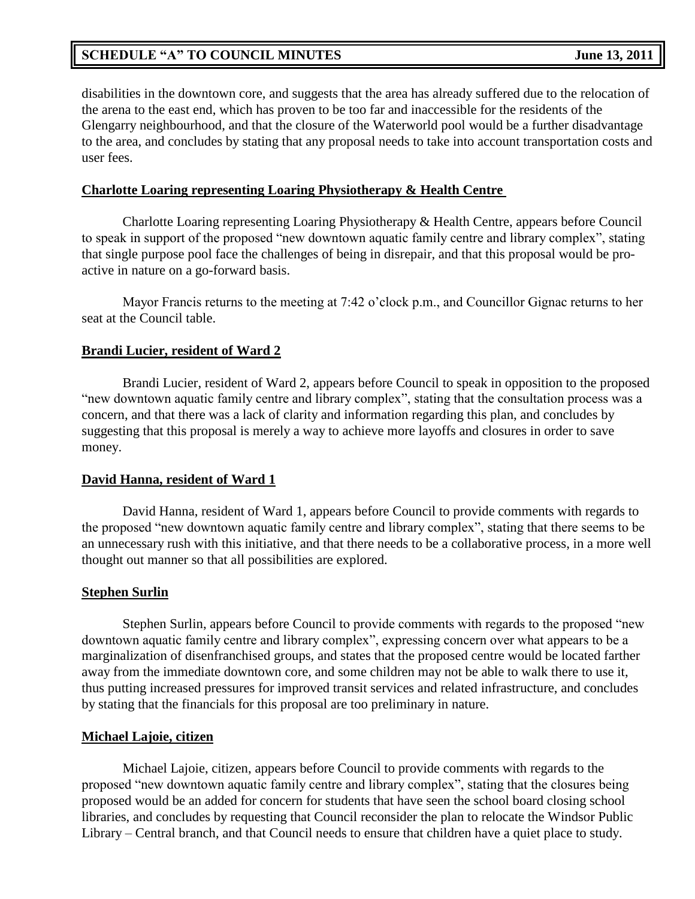disabilities in the downtown core, and suggests that the area has already suffered due to the relocation of the arena to the east end, which has proven to be too far and inaccessible for the residents of the Glengarry neighbourhood, and that the closure of the Waterworld pool would be a further disadvantage to the area, and concludes by stating that any proposal needs to take into account transportation costs and user fees.

**Charlotte Loaring representing Loaring Physiotherapy & Health Centre**

Charlotte Loaring representing Loaring Physiotherapy & Health Centre, appears before Council to speak in support of the proposed "new downtown aquatic family centre and library complex", stating that single purpose pool face the challenges of being in disrepair, and that this proposal would be pro-active in nature on a go-forward basis.

Mayor Francis returns to the meeting at 7:42 o'clock p.m., and Councillor Gignac returns to her seat at the Council table.

**Brandi Lucier, resident of Ward 2**

Brandi Lucier, resident of Ward 2, appears before Council to speak in opposition to the proposed "new downtown aquatic family centre and library complex", stating that the consultation process was a concern, and that there was a lack of clarity and information regarding this plan, and concludes by suggesting that this proposal is merely a way to achieve more layoffs and closures in order to save money.

**David Hanna, resident of Ward 1**

David Hanna, resident of Ward 1, appears before Council to provide comments with regards to the proposed "new downtown aquatic family centre and library complex", stating that there seems to be an unnecessary rush with this initiative, and that there needs to be a collaborative process, in a more well thought out manner so that all possibilities are explored.

**Stephen Surlin**

Stephen Surlin, appears before Council to provide comments with regards to the proposed "new downtown aquatic family centre and library complex", expressing concern over what appears to be a marginalization of disenfranchised groups, and states that the proposed centre would be located farther away from the immediate downtown core, and some children may not be able to walk there to use it, thus putting increased pressures for improved transit services and related infrastructure, and concludes by stating that the financials for this proposal are too preliminary in nature.

**Michael Lajoie, citizen**

Michael Lajoie, citizen, appears before Council to provide comments with regards to the proposed "new downtown aquatic family centre and library complex", stating that the closures being proposed would be an added for concern for students that have seen the school board closing school libraries, and concludes by requesting that Council reconsider the plan to relocate the Windsor Public Library – Central branch, and that Council needs to ensure that children have a quiet place to study.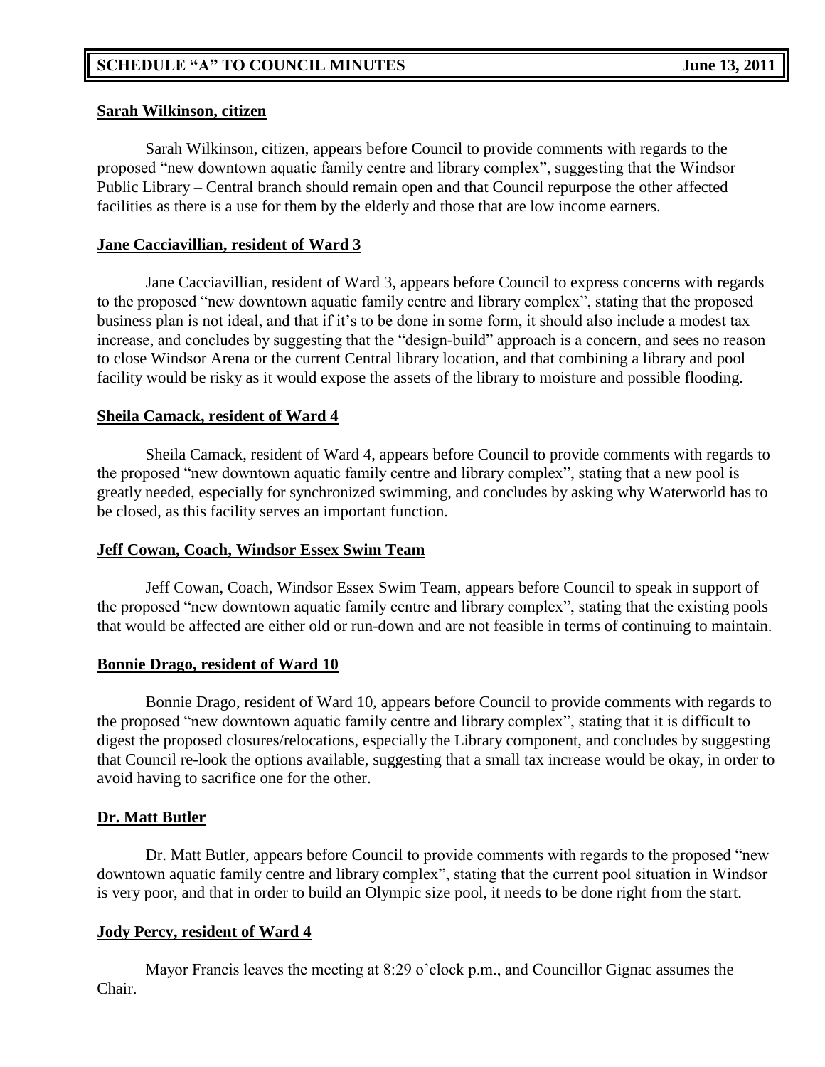**Sarah Wilkinson, citizen**

Sarah Wilkinson, citizen, appears before Council to provide comments with regards to the proposed "new downtown aquatic family centre and library complex", suggesting that the Windsor Public Library – Central branch should remain open and that Council repurpose the other affected facilities as there is a use for them by the elderly and those that are low income earners.

**Jane Cacciavillian, resident of Ward 3**

Jane Cacciavillian, resident of Ward 3, appears before Council to express concerns with regards to the proposed "new downtown aquatic family centre and library complex", stating that the proposed business plan is not ideal, and that if it's to be done in some form, it should also include a modest tax increase, and concludes by suggesting that the "design-build" approach is a concern, and sees no reason to close Windsor Arena or the current Central library location, and that combining a library and pool facility would be risky as it would expose the assets of the library to moisture and possible flooding.

**Sheila Camack, resident of Ward 4**

Sheila Camack, resident of Ward 4, appears before Council to provide comments with regards to the proposed "new downtown aquatic family centre and library complex", stating that a new pool is greatly needed, especially for synchronized swimming, and concludes by asking why Waterworld has to be closed, as this facility serves an important function.

**Jeff Cowan, Coach, Windsor Essex Swim Team**

Jeff Cowan, Coach, Windsor Essex Swim Team, appears before Council to speak in support of the proposed "new downtown aquatic family centre and library complex", stating that the existing pools that would be affected are either old or run-down and are not feasible in terms of continuing to maintain.

**Bonnie Drago, resident of Ward 10**

Bonnie Drago, resident of Ward 10, appears before Council to provide comments with regards to the proposed "new downtown aquatic family centre and library complex", stating that it is difficult to digest the proposed closures/relocations, especially the Library component, and concludes by suggesting that Council re-look the options available, suggesting that a small tax increase would be okay, in order to avoid having to sacrifice one for the other.

**Dr. Matt Butler**

Dr. Matt Butler, appears before Council to provide comments with regards to the proposed "new downtown aquatic family centre and library complex", stating that the current pool situation in Windsor is very poor, and that in order to build an Olympic size pool, it needs to be done right from the start.

**Jody Percy, resident of Ward 4**

Mayor Francis leaves the meeting at 8:29 o'clock p.m., and Councillor Gignac assumes the Chair.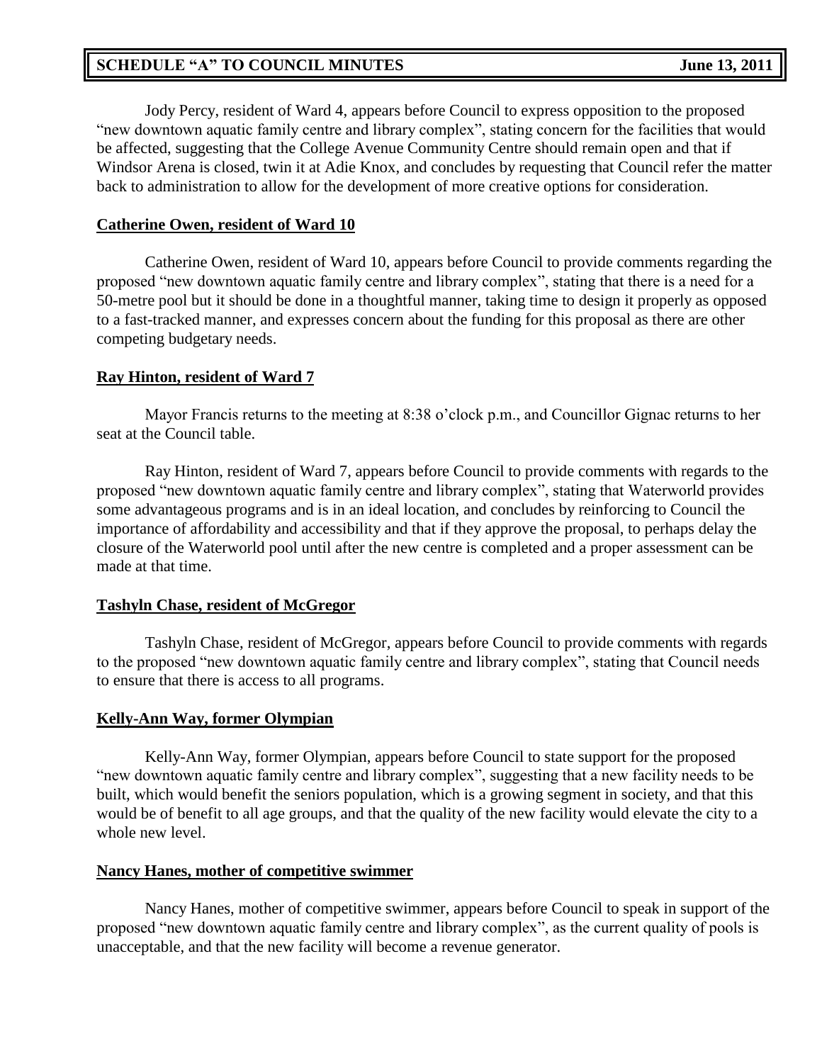Jody Percy, resident of Ward 4, appears before Council to express opposition to the proposed "new downtown aquatic family centre and library complex", stating concern for the facilities that would be affected, suggesting that the College Avenue Community Centre should remain open and that if Windsor Arena is closed, twin it at Adie Knox, and concludes by requesting that Council refer the matter back to administration to allow for the development of more creative options for consideration.

**Catherine Owen, resident of Ward 10**

Catherine Owen, resident of Ward 10, appears before Council to provide comments regarding the proposed "new downtown aquatic family centre and library complex", stating that there is a need for a 50-metre pool but it should be done in a thoughtful manner, taking time to design it properly as opposed to a fast-tracked manner, and expresses concern about the funding for this proposal as there are other competing budgetary needs.

**Ray Hinton, resident of Ward 7**

Mayor Francis returns to the meeting at 8:38 o'clock p.m., and Councillor Gignac returns to her seat at the Council table.

Ray Hinton, resident of Ward 7, appears before Council to provide comments with regards to the proposed "new downtown aquatic family centre and library complex", stating that Waterworld provides some advantageous programs and is in an ideal location, and concludes by reinforcing to Council the importance of affordability and accessibility and that if they approve the proposal, to perhaps delay the closure of the Waterworld pool until after the new centre is completed and a proper assessment can be made at that time.

**Tashyln Chase, resident of McGregor**

Tashyln Chase, resident of McGregor, appears before Council to provide comments with regards to the proposed "new downtown aquatic family centre and library complex", stating that Council needs to ensure that there is access to all programs.

**Kelly-Ann Way, former Olympian**

Kelly-Ann Way, former Olympian, appears before Council to state support for the proposed "new downtown aquatic family centre and library complex", suggesting that a new facility needs to be built, which would benefit the seniors population, which is a growing segment in society, and that this would be of benefit to all age groups, and that the quality of the new facility would elevate the city to a whole new level.

**Nancy Hanes, mother of competitive swimmer**

Nancy Hanes, mother of competitive swimmer, appears before Council to speak in support of the proposed "new downtown aquatic family centre and library complex", as the current quality of pools is unacceptable, and that the new facility will become a revenue generator.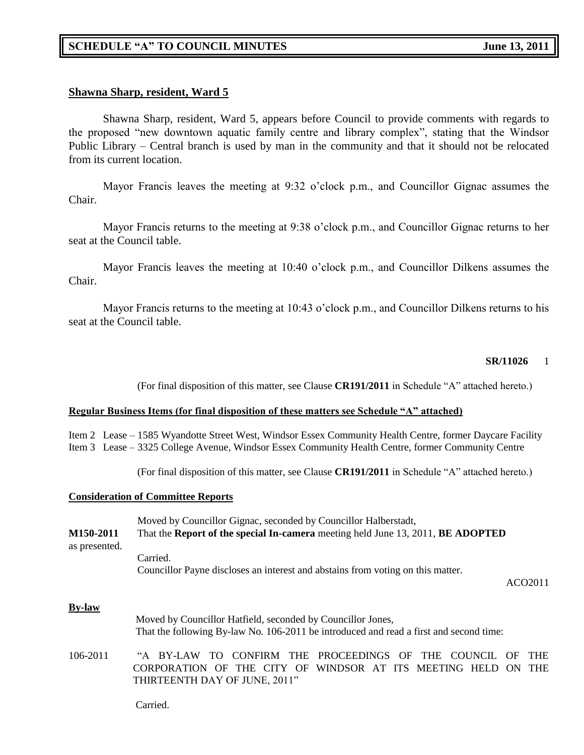**Shawna Sharp, resident, Ward 5**

Shawna Sharp, resident, Ward 5, appears before Council to provide comments with regards to the proposed "new downtown aquatic family centre and library complex", stating that the Windsor Public Library – Central branch is used by man in the community and that it should not be relocated from its current location.

Mayor Francis leaves the meeting at 9:32 o'clock p.m., and Councillor Gignac assumes the Chair.

Mayor Francis returns to the meeting at 9:38 o'clock p.m., and Councillor Gignac returns to her seat at the Council table.

Mayor Francis leaves the meeting at 10:40 o'clock p.m., and Councillor Dilkens assumes the Chair.

Mayor Francis returns to the meeting at 10:43 o'clock p.m., and Councillor Dilkens returns to his seat at the Council table.

**SR/11026** 1

(For final disposition of this matter, see Clause **CR191/2011** in Schedule "A" attached hereto.)

**Regular Business Items (for final disposition of these matters see Schedule "A" attached)**

Item 2 Lease – 1585 Wyandotte Street West, Windsor Essex Community Health Centre, former Daycare Facility
Item 3 Lease – 3325 College Avenue, Windsor Essex Community Health Centre, former Community Centre

(For final disposition of this matter, see Clause **CR191/2011** in Schedule "A" attached hereto.)

**Consideration of Committee Reports**

Moved by Councillor Gignac, seconded by Councillor Halberstadt,

**M150-2011** That the **Report of the special In-camera** meeting held June 13, 2011, **BE ADOPTED** as presented.

Carried.

Councillor Payne discloses an interest and abstains from voting on this matter.

ACO2011

**By-law**

Moved by Councillor Hatfield, seconded by Councillor Jones,
That the following By-law No. 106-2011 be introduced and read a first and second time:

106-2011 "A BY-LAW TO CONFIRM THE PROCEEDINGS OF THE COUNCIL OF THE CORPORATION OF THE CITY OF WINDSOR AT ITS MEETING HELD ON THE THIRTEENTH DAY OF JUNE, 2011"

Carried.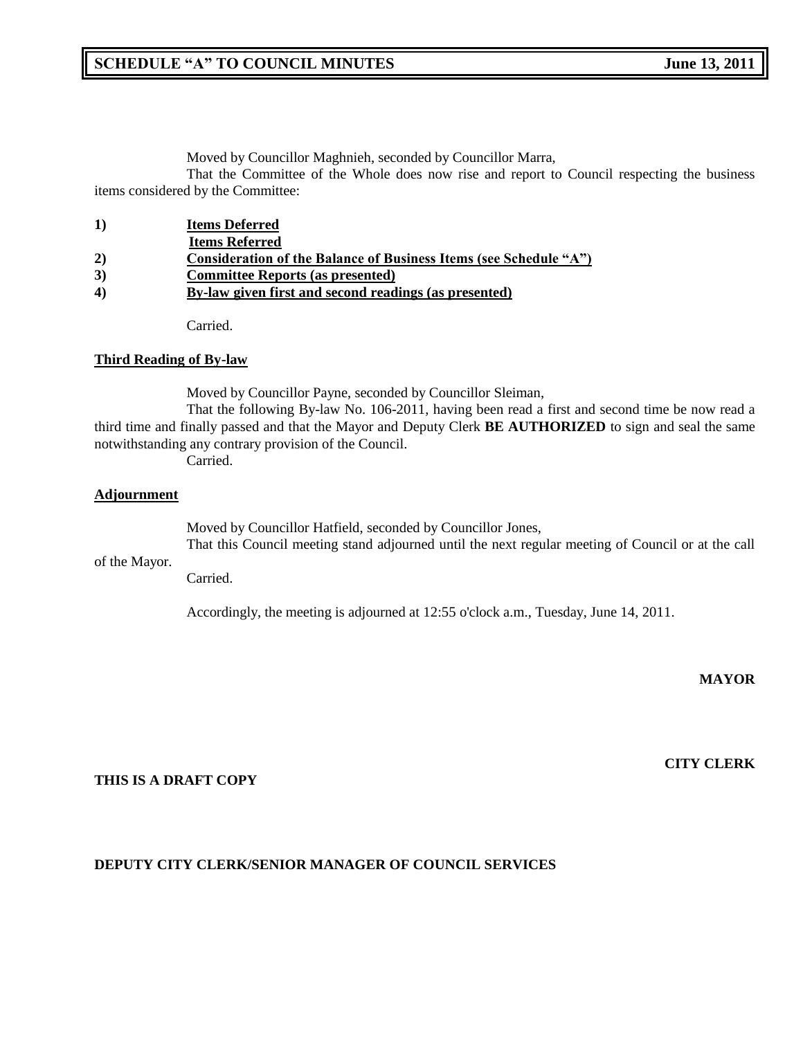Moved by Councillor Maghnieh, seconded by Councillor Marra,

That the Committee of the Whole does now rise and report to Council respecting the business items considered by the Committee:

1) **Items Deferred**
   **Items Referred**
2) **Consideration of the Balance of Business Items (see Schedule "A")**
3) **Committee Reports (as presented)**
4) **By-law given first and second readings (as presented)**

Carried.

**Third Reading of By-law**

Moved by Councillor Payne, seconded by Councillor Sleiman,

That the following By-law No. 106-2011, having been read a first and second time be now read a third time and finally passed and that the Mayor and Deputy Clerk **BE AUTHORIZED** to sign and seal the same notwithstanding any contrary provision of the Council.

Carried.

**Adjournment**

Moved by Councillor Hatfield, seconded by Councillor Jones,

That this Council meeting stand adjourned until the next regular meeting of Council or at the call of the Mayor.

Carried.

Accordingly, the meeting is adjourned at 12:55 o'clock a.m., Tuesday, June 14, 2011.

**MAYOR**

**CITY CLERK**

**THIS IS A DRAFT COPY**

**DEPUTY CITY CLERK/SENIOR MANAGER OF COUNCIL SERVICES**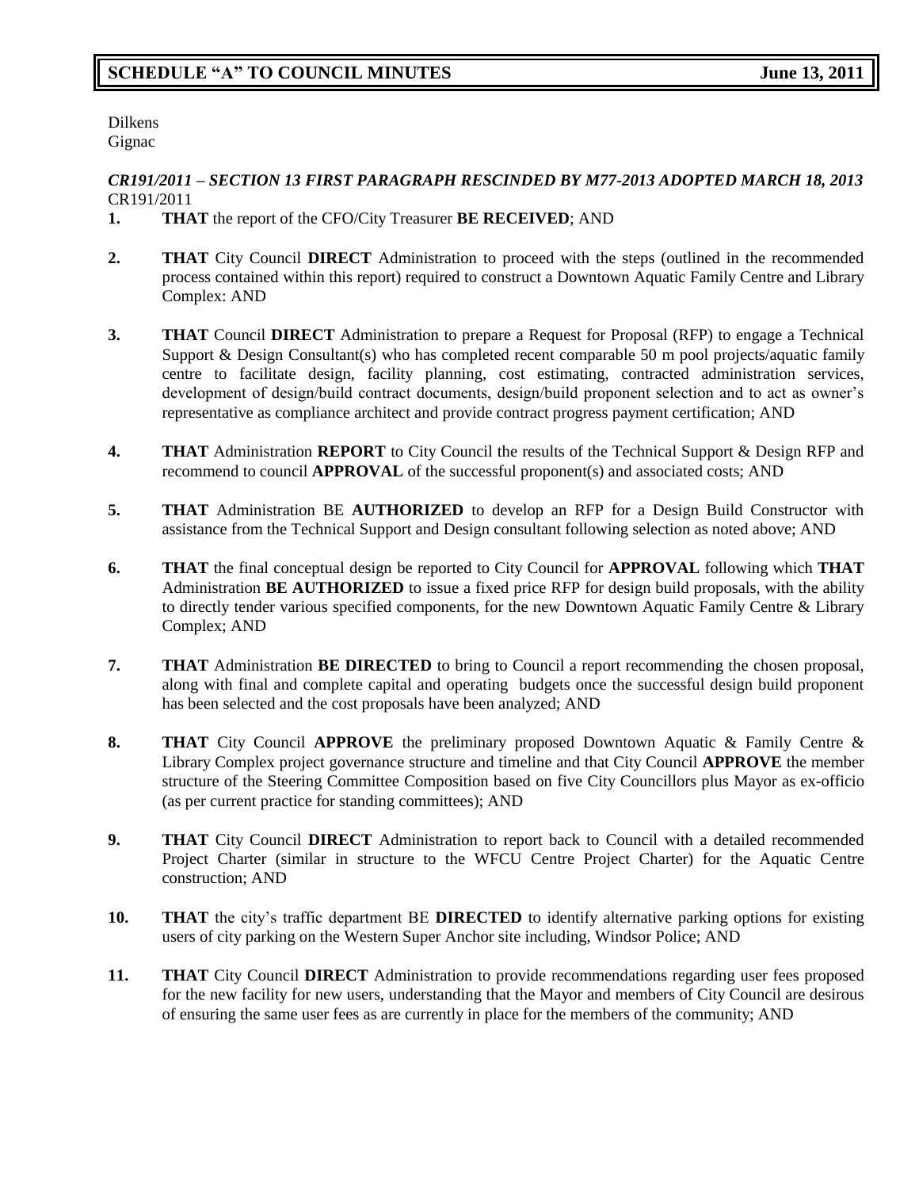Dilkens
Gignac

***CR191/2011 – SECTION 13 FIRST PARAGRAPH RESCINDED BY M77-2013 ADOPTED MARCH 18, 2013***
CR191/2011

**1.** **THAT** the report of the CFO/City Treasurer **BE RECEIVED**; AND

**2.** **THAT** City Council **DIRECT** Administration to proceed with the steps (outlined in the recommended process contained within this report) required to construct a Downtown Aquatic Family Centre and Library Complex: AND

**3.** **THAT** Council **DIRECT** Administration to prepare a Request for Proposal (RFP) to engage a Technical Support & Design Consultant(s) who has completed recent comparable 50 m pool projects/aquatic family centre to facilitate design, facility planning, cost estimating, contracted administration services, development of design/build contract documents, design/build proponent selection and to act as owner's representative as compliance architect and provide contract progress payment certification; AND

**4.** **THAT** Administration **REPORT** to City Council the results of the Technical Support & Design RFP and recommend to council **APPROVAL** of the successful proponent(s) and associated costs; AND

**5.** **THAT** Administration BE **AUTHORIZED** to develop an RFP for a Design Build Constructor with assistance from the Technical Support and Design consultant following selection as noted above; AND

**6.** **THAT** the final conceptual design be reported to City Council for **APPROVAL** following which **THAT** Administration **BE AUTHORIZED** to issue a fixed price RFP for design build proposals, with the ability to directly tender various specified components, for the new Downtown Aquatic Family Centre & Library Complex; AND

**7.** **THAT** Administration **BE DIRECTED** to bring to Council a report recommending the chosen proposal, along with final and complete capital and operating budgets once the successful design build proponent has been selected and the cost proposals have been analyzed; AND

**8.** **THAT** City Council **APPROVE** the preliminary proposed Downtown Aquatic & Family Centre & Library Complex project governance structure and timeline and that City Council **APPROVE** the member structure of the Steering Committee Composition based on five City Councillors plus Mayor as ex-officio (as per current practice for standing committees); AND

**9.** **THAT** City Council **DIRECT** Administration to report back to Council with a detailed recommended Project Charter (similar in structure to the WFCU Centre Project Charter) for the Aquatic Centre construction; AND

**10.** **THAT** the city's traffic department BE **DIRECTED** to identify alternative parking options for existing users of city parking on the Western Super Anchor site including, Windsor Police; AND

**11.** **THAT** City Council **DIRECT** Administration to provide recommendations regarding user fees proposed for the new facility for new users, understanding that the Mayor and members of City Council are desirous of ensuring the same user fees as are currently in place for the members of the community; AND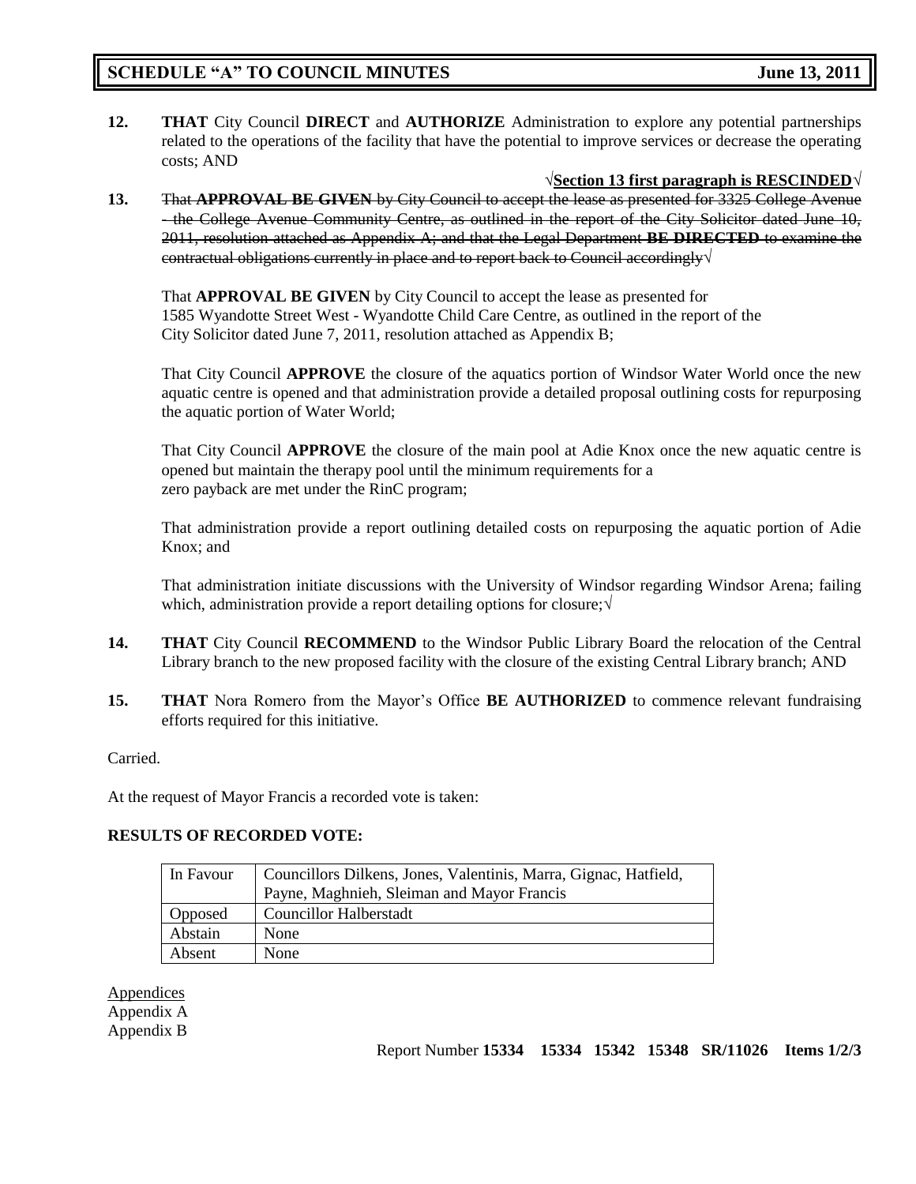**SCHEDULE "A" TO COUNCIL MINUTES June 13, 2011**

**12.** **THAT** City Council **DIRECT** and **AUTHORIZE** Administration to explore any potential partnerships related to the operations of the facility that have the potential to improve services or decrease the operating costs; AND

√**Section 13 first paragraph is RESCINDED**√

**13.** ~~That **APPROVAL BE GIVEN** by City Council to accept the lease as presented for 3325 College Avenue - the College Avenue Community Centre, as outlined in the report of the City Solicitor dated June 10, 2011, resolution attached as Appendix A; and that the Legal Department **BE DIRECTED** to examine the contractual obligations currently in place and to report back to Council accordingly~~√

That **APPROVAL BE GIVEN** by City Council to accept the lease as presented for 1585 Wyandotte Street West - Wyandotte Child Care Centre, as outlined in the report of the City Solicitor dated June 7, 2011, resolution attached as Appendix B;

That City Council **APPROVE** the closure of the aquatics portion of Windsor Water World once the new aquatic centre is opened and that administration provide a detailed proposal outlining costs for repurposing the aquatic portion of Water World;

That City Council **APPROVE** the closure of the main pool at Adie Knox once the new aquatic centre is opened but maintain the therapy pool until the minimum requirements for a zero payback are met under the RinC program;

That administration provide a report outlining detailed costs on repurposing the aquatic portion of Adie Knox; and

That administration initiate discussions with the University of Windsor regarding Windsor Arena; failing which, administration provide a report detailing options for closure;√

**14.** **THAT** City Council **RECOMMEND** to the Windsor Public Library Board the relocation of the Central Library branch to the new proposed facility with the closure of the existing Central Library branch; AND

**15.** **THAT** Nora Romero from the Mayor's Office **BE AUTHORIZED** to commence relevant fundraising efforts required for this initiative.

Carried.

At the request of Mayor Francis a recorded vote is taken:

**RESULTS OF RECORDED VOTE:**

| In Favour | Councillors Dilkens, Jones, Valentinis, Marra, Gignac, Hatfield, Payne, Maghnieh, Sleiman and Mayor Francis |
|---|---|
| Opposed | Councillor Halberstadt |
| Abstain | None |
| Absent | None |

Appendices
Appendix A
Appendix B

Report Number **15334 15334 15342 15348 SR/11026 Items 1/2/3**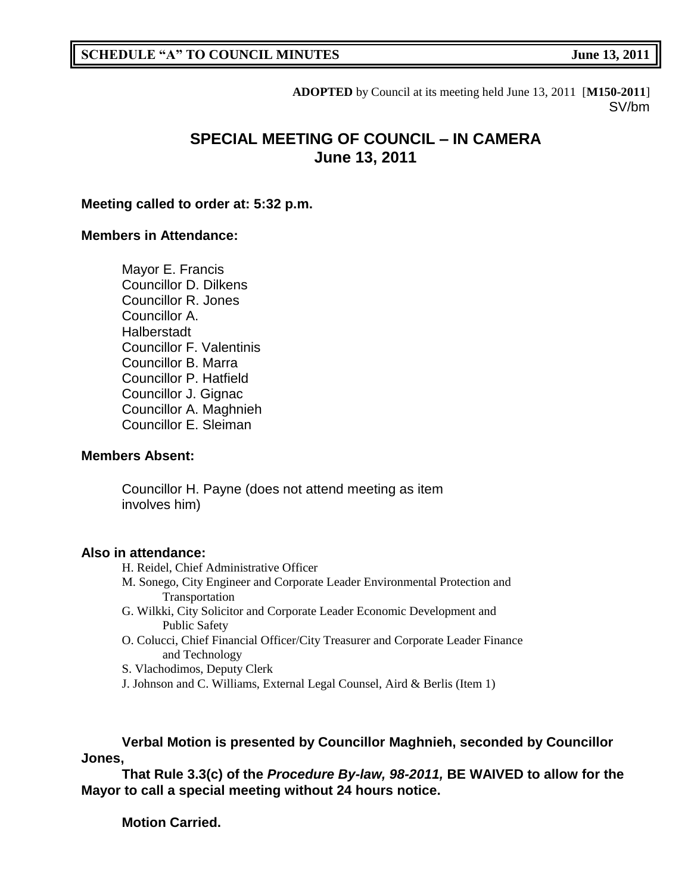**SCHEDULE "A" TO COUNCIL MINUTES** **June 13, 2011**

**ADOPTED** by Council at its meeting held June 13, 2011 [**M150-2011**]
SV/bm

# SPECIAL MEETING OF COUNCIL – IN CAMERA
## June 13, 2011

**Meeting called to order at: 5:32 p.m.**

**Members in Attendance:**

Mayor E. Francis
Councillor D. Dilkens
Councillor R. Jones
Councillor A. Halberstadt
Councillor F. Valentinis
Councillor B. Marra
Councillor P. Hatfield
Councillor J. Gignac
Councillor A. Maghnieh
Councillor E. Sleiman

**Members Absent:**

Councillor H. Payne (does not attend meeting as item involves him)

**Also in attendance:**

H. Reidel, Chief Administrative Officer
M. Sonego, City Engineer and Corporate Leader Environmental Protection and Transportation
G. Wilkki, City Solicitor and Corporate Leader Economic Development and Public Safety
O. Colucci, Chief Financial Officer/City Treasurer and Corporate Leader Finance and Technology
S. Vlachodimos, Deputy Clerk
J. Johnson and C. Williams, External Legal Counsel, Aird & Berlis (Item 1)

**Verbal Motion is presented by Councillor Maghnieh, seconded by Councillor Jones,**

**That Rule 3.3(c) of the *Procedure By-law, 98-2011,* BE WAIVED to allow for the Mayor to call a special meeting without 24 hours notice.**

**Motion Carried.**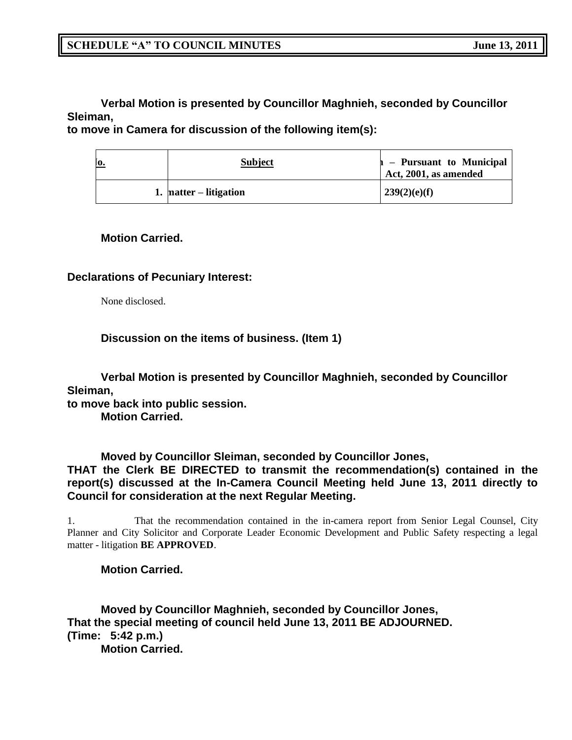**SCHEDULE "A" TO COUNCIL MINUTES** **June 13, 2011**

**Verbal Motion is presented by Councillor Maghnieh, seconded by Councillor Sleiman,**
**to move in Camera for discussion of the following item(s):**

| **o.** | **Subject** | **– Pursuant to Municipal Act, 2001, as amended** |
|---|---|---|
| **1.** | **natter – litigation** | **239(2)(e)(f)** |

**Motion Carried.**

**Declarations of Pecuniary Interest:**

None disclosed.

**Discussion on the items of business. (Item 1)**

**Verbal Motion is presented by Councillor Maghnieh, seconded by Councillor Sleiman,**
**to move back into public session.**
**Motion Carried.**

**Moved by Councillor Sleiman, seconded by Councillor Jones,**
**THAT the Clerk BE DIRECTED to transmit the recommendation(s) contained in the report(s) discussed at the In-Camera Council Meeting held June 13, 2011 directly to Council for consideration at the next Regular Meeting.**

1. That the recommendation contained in the in-camera report from Senior Legal Counsel, City Planner and City Solicitor and Corporate Leader Economic Development and Public Safety respecting a legal matter - litigation **BE APPROVED**.

**Motion Carried.**

**Moved by Councillor Maghnieh, seconded by Councillor Jones,**
**That the special meeting of council held June 13, 2011 BE ADJOURNED.**
**(Time: 5:42 p.m.)**
**Motion Carried.**